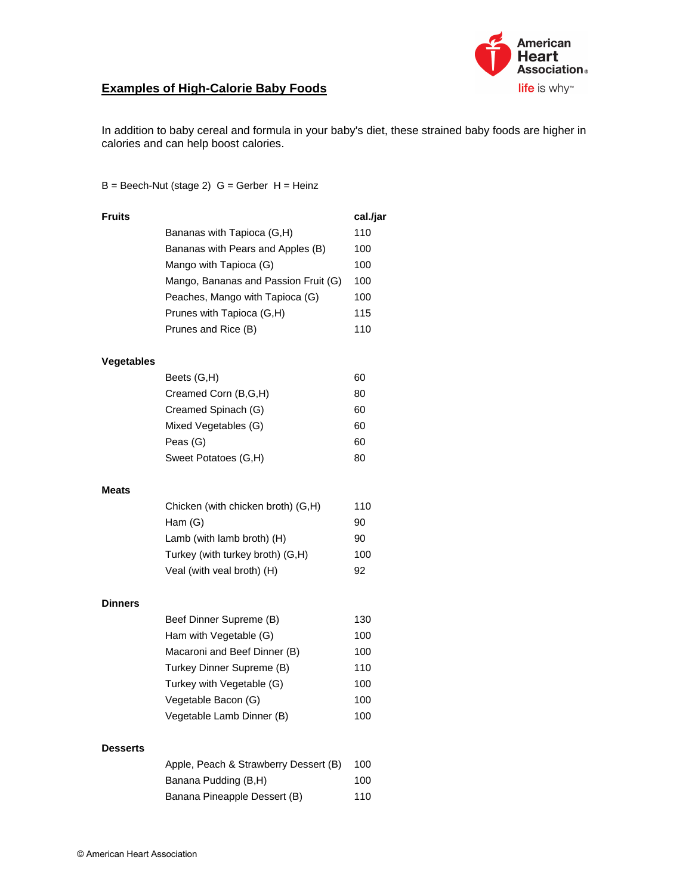## Examples of High-Calorie Baby Foods

In addition to baby cereal and formula in your baby's diet, these strained baby foods are higher in calories and can help boost calories.

B = Beech-Nut (stage 2) G = Gerber H = Heinz

| | | cal./jar |
|---|---|---|
| **Fruits** | | |
| | Bananas with Tapioca (G,H) | 110 |
| | Bananas with Pears and Apples (B) | 100 |
| | Mango with Tapioca (G) | 100 |
| | Mango, Bananas and Passion Fruit (G) | 100 |
| | Peaches, Mango with Tapioca (G) | 100 |
| | Prunes with Tapioca (G,H) | 115 |
| | Prunes and Rice (B) | 110 |
| **Vegetables** | | |
| | Beets (G,H) | 60 |
| | Creamed Corn (B,G,H) | 80 |
| | Creamed Spinach (G) | 60 |
| | Mixed Vegetables (G) | 60 |
| | Peas (G) | 60 |
| | Sweet Potatoes (G,H) | 80 |
| **Meats** | | |
| | Chicken (with chicken broth) (G,H) | 110 |
| | Ham (G) | 90 |
| | Lamb (with lamb broth) (H) | 90 |
| | Turkey (with turkey broth) (G,H) | 100 |
| | Veal (with veal broth) (H) | 92 |
| **Dinners** | | |
| | Beef Dinner Supreme (B) | 130 |
| | Ham with Vegetable (G) | 100 |
| | Macaroni and Beef Dinner (B) | 100 |
| | Turkey Dinner Supreme (B) | 110 |
| | Turkey with Vegetable (G) | 100 |
| | Vegetable Bacon (G) | 100 |
| | Vegetable Lamb Dinner (B) | 100 |
| **Desserts** | | |
| | Apple, Peach & Strawberry Dessert (B) | 100 |
| | Banana Pudding (B,H) | 100 |
| | Banana Pineapple Dessert (B) | 110 |

© American Heart Association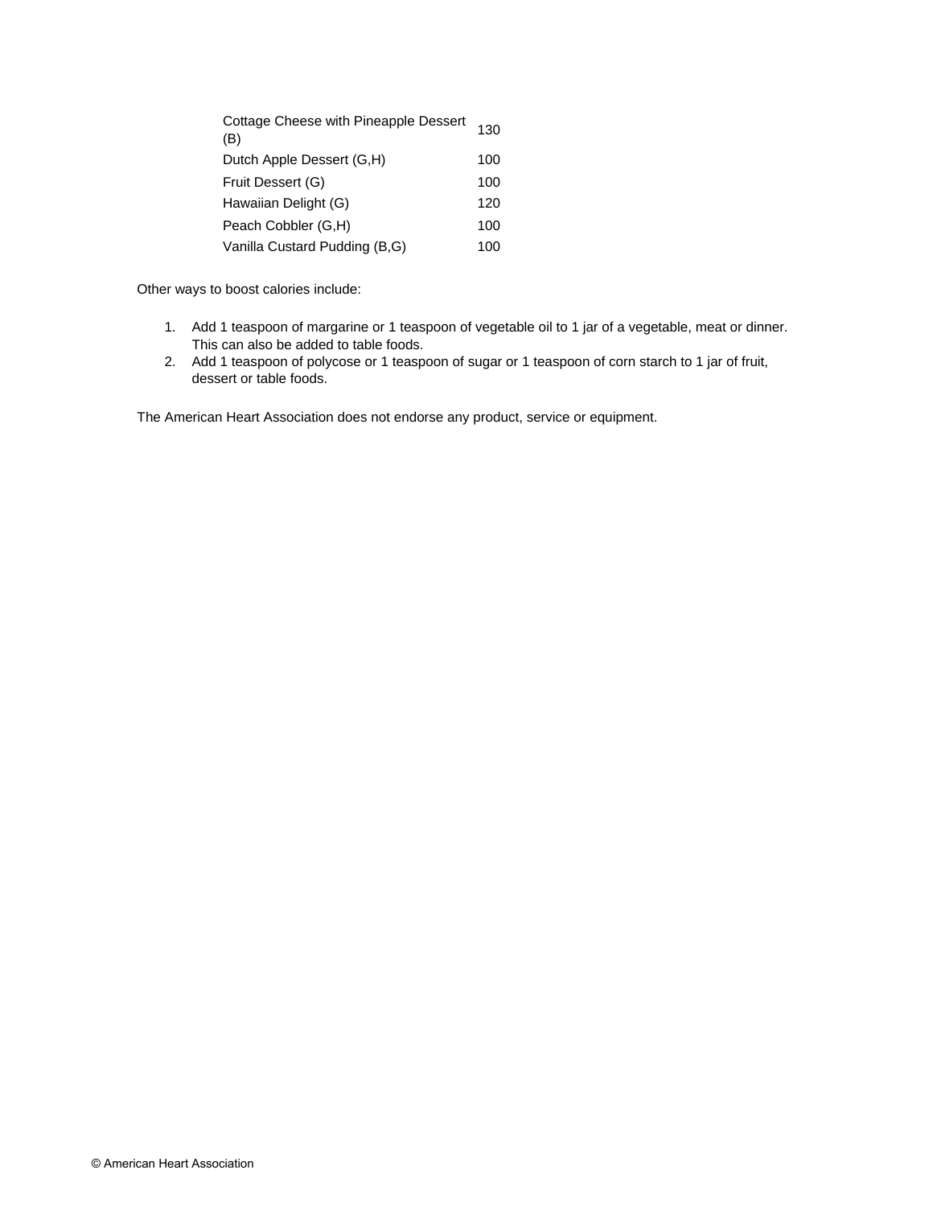| | |
|---|---|
| Cottage Cheese with Pineapple Dessert (B) | 130 |
| Dutch Apple Dessert (G,H) | 100 |
| Fruit Dessert (G) | 100 |
| Hawaiian Delight (G) | 120 |
| Peach Cobbler (G,H) | 100 |
| Vanilla Custard Pudding (B,G) | 100 |

Other ways to boost calories include:

1. Add 1 teaspoon of margarine or 1 teaspoon of vegetable oil to 1 jar of a vegetable, meat or dinner. This can also be added to table foods.
2. Add 1 teaspoon of polycose or 1 teaspoon of sugar or 1 teaspoon of corn starch to 1 jar of fruit, dessert or table foods.

The American Heart Association does not endorse any product, service or equipment.

© American Heart Association